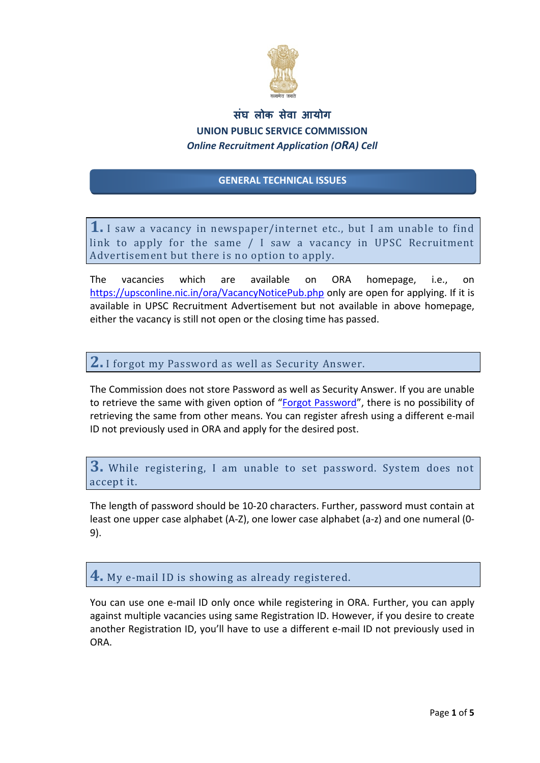संघ लोक सेवा आयोग

**UNION PUBLIC SERVICE COMMISSION**

***Online Recruitment Application (ORA) Cell***

## GENERAL TECHNICAL ISSUES

### 1. I saw a vacancy in newspaper/internet etc., but I am unable to find link to apply for the same / I saw a vacancy in UPSC Recruitment Advertisement but there is no option to apply.

The vacancies which are available on ORA homepage, i.e., on https://upsconline.nic.in/ora/VacancyNoticePub.php only are open for applying. If it is available in UPSC Recruitment Advertisement but not available in above homepage, either the vacancy is still not open or the closing time has passed.

### 2. I forgot my Password as well as Security Answer.

The Commission does not store Password as well as Security Answer. If you are unable to retrieve the same with given option of "Forgot Password", there is no possibility of retrieving the same from other means. You can register afresh using a different e-mail ID not previously used in ORA and apply for the desired post.

### 3. While registering, I am unable to set password. System does not accept it.

The length of password should be 10-20 characters. Further, password must contain at least one upper case alphabet (A-Z), one lower case alphabet (a-z) and one numeral (0-9).

### 4. My e-mail ID is showing as already registered.

You can use one e-mail ID only once while registering in ORA. Further, you can apply against multiple vacancies using same Registration ID. However, if you desire to create another Registration ID, you'll have to use a different e-mail ID not previously used in ORA.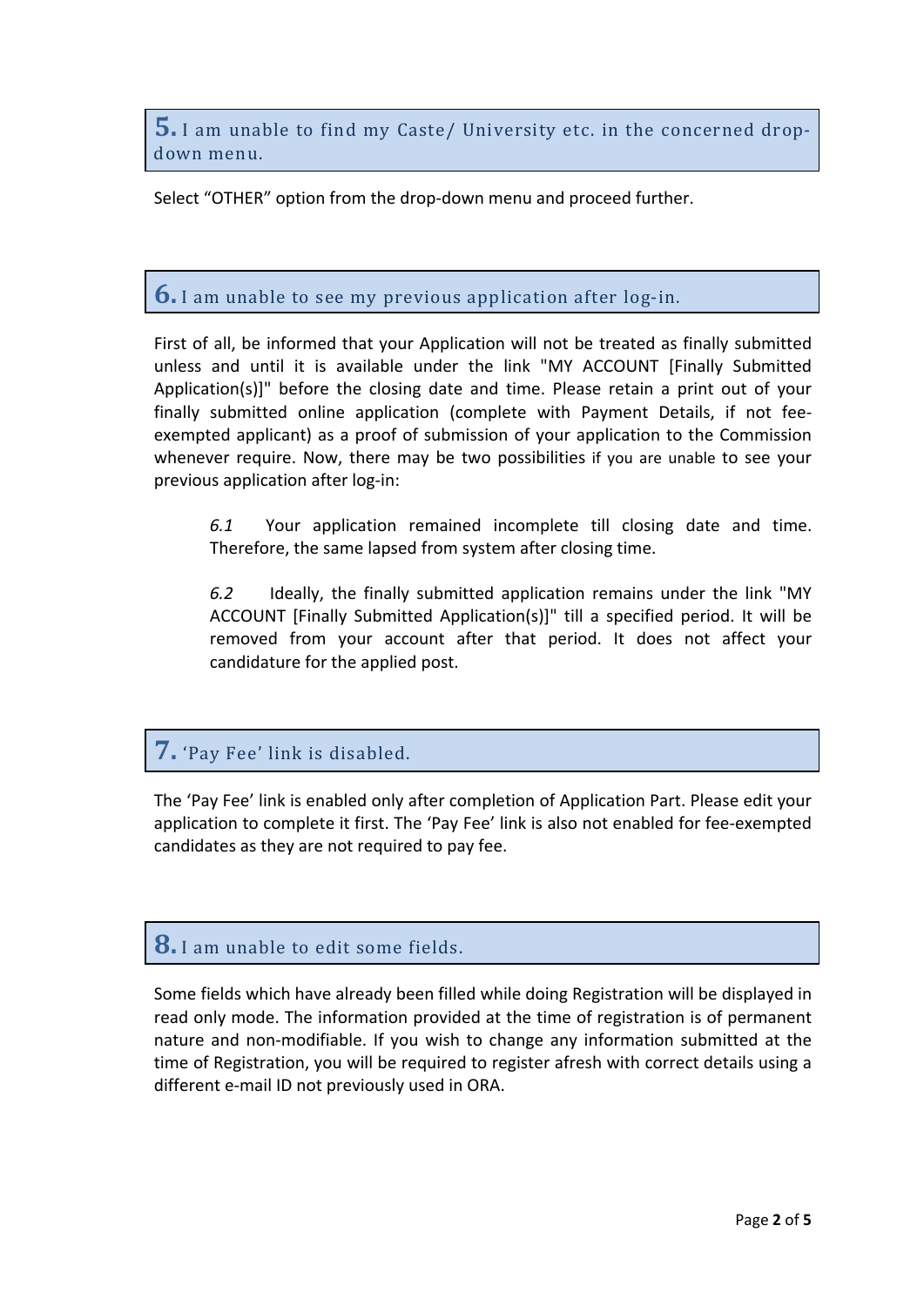## 5. I am unable to find my Caste/ University etc. in the concerned drop-down menu.

Select "OTHER" option from the drop-down menu and proceed further.

## 6. I am unable to see my previous application after log-in.

First of all, be informed that your Application will not be treated as finally submitted unless and until it is available under the link "MY ACCOUNT [Finally Submitted Application(s)]" before the closing date and time. Please retain a print out of your finally submitted online application (complete with Payment Details, if not fee-exempted applicant) as a proof of submission of your application to the Commission whenever require. Now, there may be two possibilities if you are unable to see your previous application after log-in:

*6.1* Your application remained incomplete till closing date and time. Therefore, the same lapsed from system after closing time.

*6.2* Ideally, the finally submitted application remains under the link "MY ACCOUNT [Finally Submitted Application(s)]" till a specified period. It will be removed from your account after that period. It does not affect your candidature for the applied post.

## 7. 'Pay Fee' link is disabled.

The 'Pay Fee' link is enabled only after completion of Application Part. Please edit your application to complete it first. The 'Pay Fee' link is also not enabled for fee-exempted candidates as they are not required to pay fee.

## 8. I am unable to edit some fields.

Some fields which have already been filled while doing Registration will be displayed in read only mode. The information provided at the time of registration is of permanent nature and non-modifiable. If you wish to change any information submitted at the time of Registration, you will be required to register afresh with correct details using a different e-mail ID not previously used in ORA.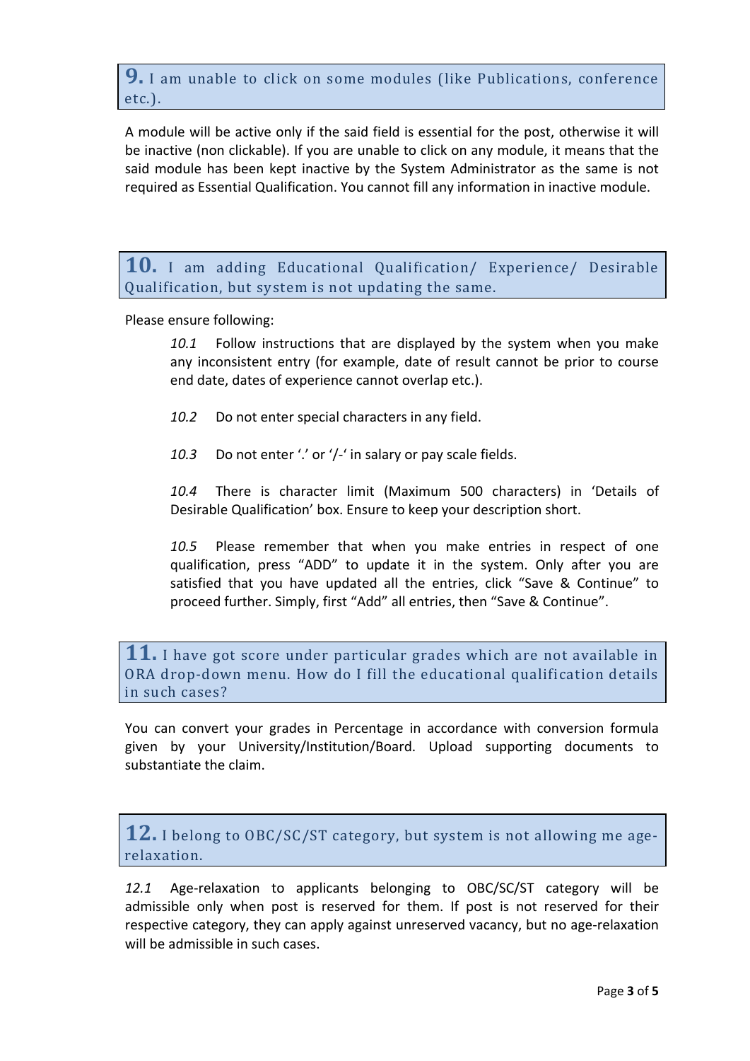## 9. I am unable to click on some modules (like Publications, conference etc.).

A module will be active only if the said field is essential for the post, otherwise it will be inactive (non clickable). If you are unable to click on any module, it means that the said module has been kept inactive by the System Administrator as the same is not required as Essential Qualification. You cannot fill any information in inactive module.

## 10. I am adding Educational Qualification/ Experience/ Desirable Qualification, but system is not updating the same.

Please ensure following:

*10.1* Follow instructions that are displayed by the system when you make any inconsistent entry (for example, date of result cannot be prior to course end date, dates of experience cannot overlap etc.).

*10.2* Do not enter special characters in any field.

*10.3* Do not enter '.' or '/-' in salary or pay scale fields.

*10.4* There is character limit (Maximum 500 characters) in 'Details of Desirable Qualification' box. Ensure to keep your description short.

*10.5* Please remember that when you make entries in respect of one qualification, press "ADD" to update it in the system. Only after you are satisfied that you have updated all the entries, click "Save & Continue" to proceed further. Simply, first "Add" all entries, then "Save & Continue".

## 11. I have got score under particular grades which are not available in ORA drop-down menu. How do I fill the educational qualification details in such cases?

You can convert your grades in Percentage in accordance with conversion formula given by your University/Institution/Board. Upload supporting documents to substantiate the claim.

## 12. I belong to OBC/SC/ST category, but system is not allowing me age-relaxation.

*12.1* Age-relaxation to applicants belonging to OBC/SC/ST category will be admissible only when post is reserved for them. If post is not reserved for their respective category, they can apply against unreserved vacancy, but no age-relaxation will be admissible in such cases.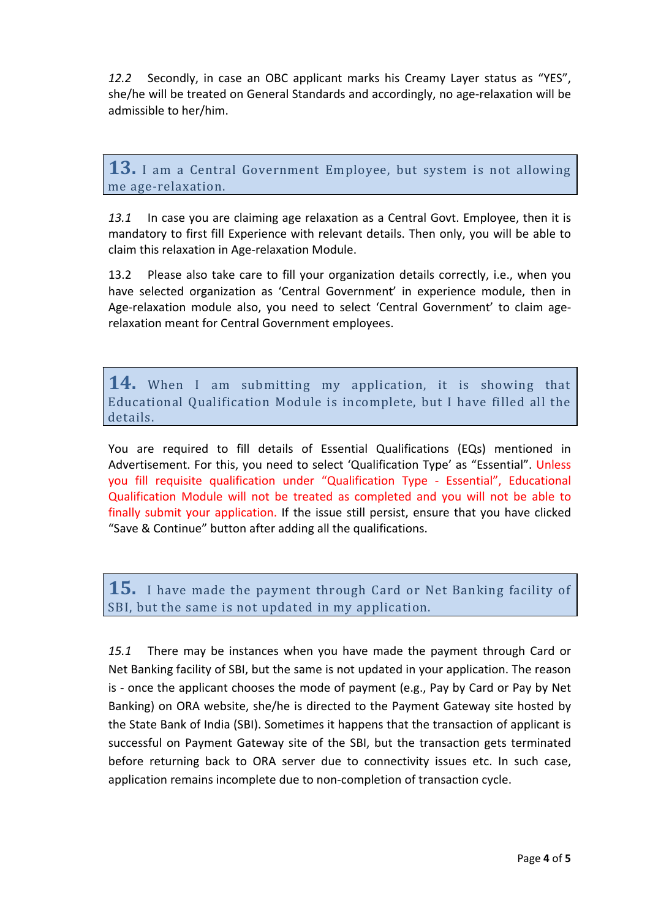*12.2* Secondly, in case an OBC applicant marks his Creamy Layer status as "YES", she/he will be treated on General Standards and accordingly, no age-relaxation will be admissible to her/him.

## 13. I am a Central Government Employee, but system is not allowing me age-relaxation.

*13.1* In case you are claiming age relaxation as a Central Govt. Employee, then it is mandatory to first fill Experience with relevant details. Then only, you will be able to claim this relaxation in Age-relaxation Module.

13.2 Please also take care to fill your organization details correctly, i.e., when you have selected organization as 'Central Government' in experience module, then in Age-relaxation module also, you need to select 'Central Government' to claim age-relaxation meant for Central Government employees.

## 14. When I am submitting my application, it is showing that Educational Qualification Module is incomplete, but I have filled all the details.

You are required to fill details of Essential Qualifications (EQs) mentioned in Advertisement. For this, you need to select 'Qualification Type' as "Essential". Unless you fill requisite qualification under "Qualification Type - Essential", Educational Qualification Module will not be treated as completed and you will not be able to finally submit your application. If the issue still persist, ensure that you have clicked "Save & Continue" button after adding all the qualifications.

## 15. I have made the payment through Card or Net Banking facility of SBI, but the same is not updated in my application.

*15.1* There may be instances when you have made the payment through Card or Net Banking facility of SBI, but the same is not updated in your application. The reason is - once the applicant chooses the mode of payment (e.g., Pay by Card or Pay by Net Banking) on ORA website, she/he is directed to the Payment Gateway site hosted by the State Bank of India (SBI). Sometimes it happens that the transaction of applicant is successful on Payment Gateway site of the SBI, but the transaction gets terminated before returning back to ORA server due to connectivity issues etc. In such case, application remains incomplete due to non-completion of transaction cycle.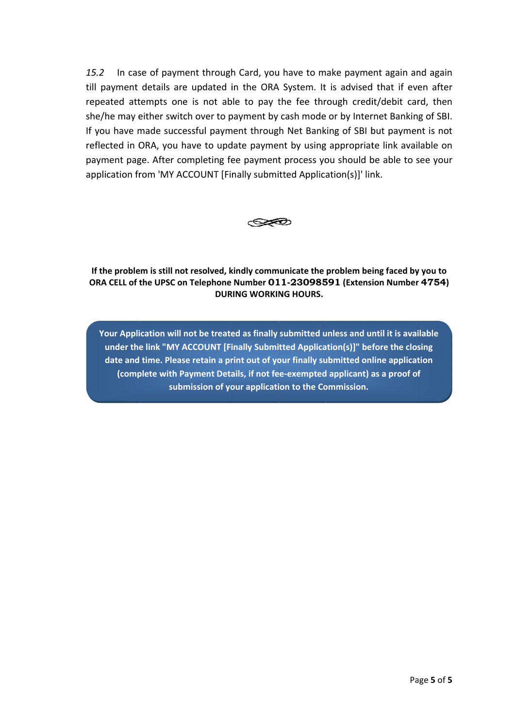*15.2* In case of payment through Card, you have to make payment again and again till payment details are updated in the ORA System. It is advised that if even after repeated attempts one is not able to pay the fee through credit/debit card, then she/he may either switch over to payment by cash mode or by Internet Banking of SBI. If you have made successful payment through Net Banking of SBI but payment is not reflected in ORA, you have to update payment by using appropriate link available on payment page. After completing fee payment process you should be able to see your application from 'MY ACCOUNT [Finally submitted Application(s)]' link.

**If the problem is still not resolved, kindly communicate the problem being faced by you to ORA CELL of the UPSC on Telephone Number 011-23098591 (Extension Number 4754) DURING WORKING HOURS.**

**Your Application will not be treated as finally submitted unless and until it is available under the link "MY ACCOUNT [Finally Submitted Application(s)]" before the closing date and time. Please retain a print out of your finally submitted online application (complete with Payment Details, if not fee-exempted applicant) as a proof of submission of your application to the Commission.**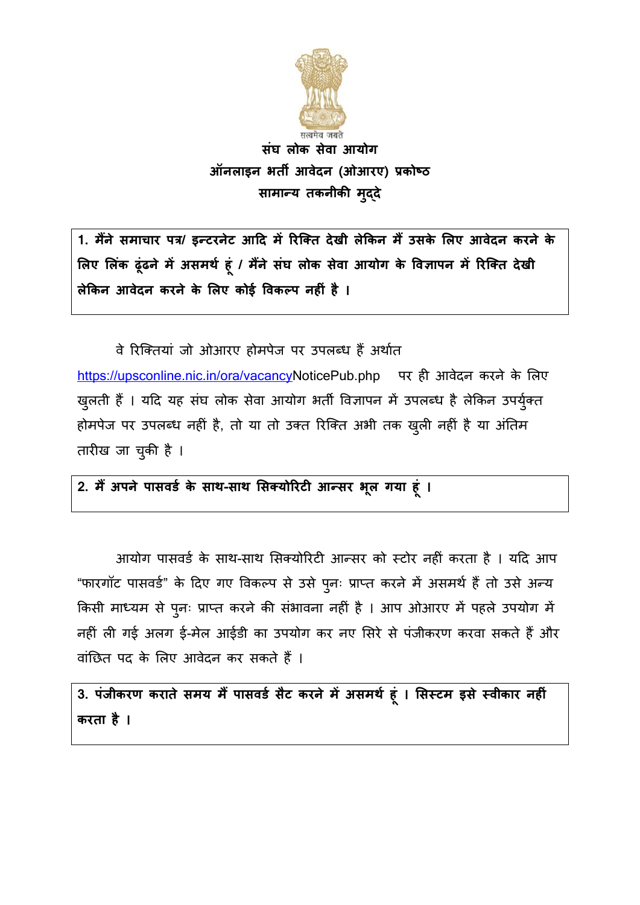सत्यमेव जयते

# संघ लोक सेवा आयोग

## ऑनलाइन भर्ती आवेदन (ओआरए) प्रकोष्ठ

## सामान्य तकनीकी मुद्दे

**1. मैंने समाचार पत्र/ इन्टरनेट आदि में रिक्ति देखी लेकिन मैं उसके लिए आवेदन करने के लिए लिंक ढूंढने में असमर्थ हूं / मैंने संघ लोक सेवा आयोग के विज्ञापन में रिक्ति देखी लेकिन आवेदन करने के लिए कोई विकल्प नहीं है ।**

वे रिक्तियां जो ओआरए होमपेज पर उपलब्ध हैं अर्थात https://upsconline.nic.in/ora/vacancyNoticePub.php पर ही आवेदन करने के लिए खुलती हैं । यदि यह संघ लोक सेवा आयोग भर्ती विज्ञापन में उपलब्ध है लेकिन उपर्युक्त होमपेज पर उपलब्ध नहीं है, तो या तो उक्त रिक्ति अभी तक खुली नहीं है या अंतिम तारीख जा चुकी है ।

**2. मैं अपने पासवर्ड के साथ-साथ सिक्योरिटी आन्सर भूल गया हूं ।**

आयोग पासवर्ड के साथ-साथ सिक्योरिटी आन्सर को स्टोर नहीं करता है । यदि आप "फारगॉट पासवर्ड" के दिए गए विकल्प से उसे पुनः प्राप्त करने में असमर्थ हैं तो उसे अन्य किसी माध्यम से पुनः प्राप्त करने की संभावना नहीं है । आप ओआरए में पहले उपयोग में नहीं ली गई अलग ई-मेल आईडी का उपयोग कर नए सिरे से पंजीकरण करवा सकते हैं और वांछित पद के लिए आवेदन कर सकते हैं ।

**3. पंजीकरण कराते समय मैं पासवर्ड सैट करने में असमर्थ हूं । सिस्टम इसे स्वीकार नहीं करता है ।**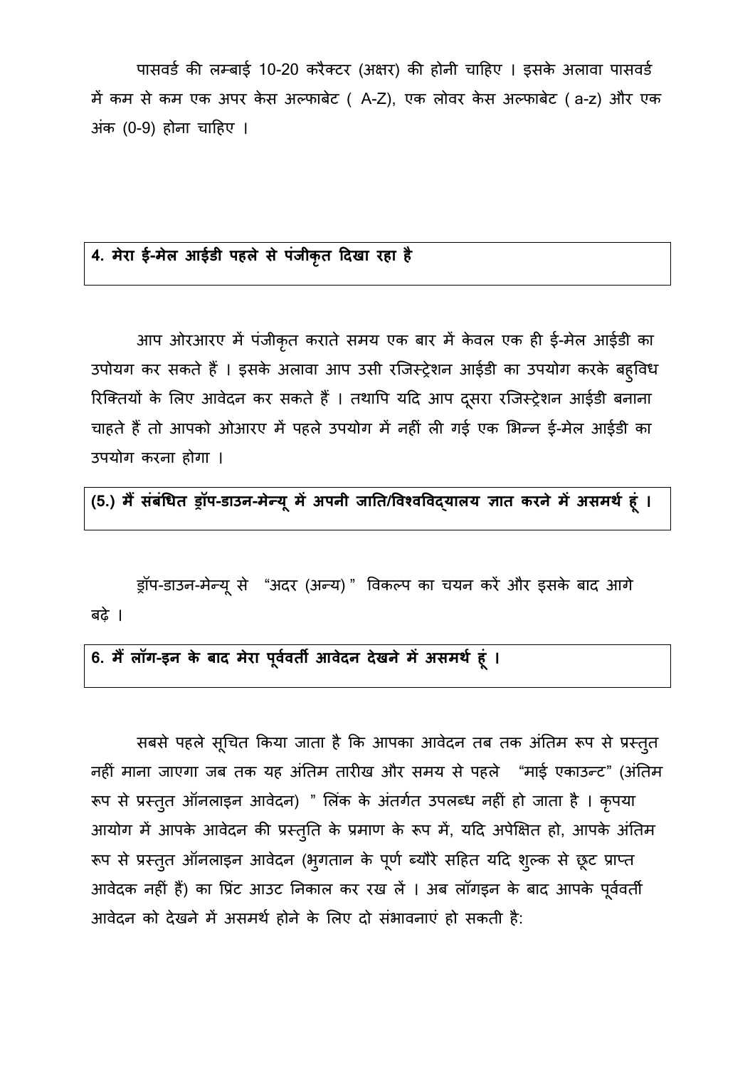पासवर्ड की लम्बाई 10-20 करैक्टर (अक्षर) की होनी चाहिए । इसके अलावा पासवर्ड में कम से कम एक अपर केस अल्फाबेट ( A-Z), एक लोवर केस अल्फाबेट ( a-z) और एक अंक (0-9) होना चाहिए ।

**4. मेरा ई-मेल आईडी पहले से पंजीकृत दिखा रहा है**

आप ओरआरए में पंजीकृत कराते समय एक बार में केवल एक ही ई-मेल आईडी का उपोयग कर सकते हैं । इसके अलावा आप उसी रजिस्ट्रेशन आईडी का उपयोग करके बहुविध रिक्तियों के लिए आवेदन कर सकते हैं । तथापि यदि आप दूसरा रजिस्ट्रेशन आईडी बनाना चाहते हैं तो आपको ओआरए में पहले उपयोग में नहीं ली गई एक भिन्न ई-मेल आईडी का उपयोग करना होगा ।

**(5.) मैं संबंधित ड्रॉप-डाउन-मेन्यू में अपनी जाति/विश्वविद्यालय ज्ञात करने में असमर्थ हूं ।**

ड्रॉप-डाउन-मेन्यू से "अदर (अन्य) " विकल्प का चयन करें और इसके बाद आगे बढ़े ।

**6. मैं लॉग-इन के बाद मेरा पूर्ववर्ती आवेदन देखने में असमर्थ हूं ।**

सबसे पहले सूचित किया जाता है कि आपका आवेदन तब तक अंतिम रूप से प्रस्तुत नहीं माना जाएगा जब तक यह अंतिम तारीख और समय से पहले "माई एकाउन्ट" (अंतिम रूप से प्रस्तुत ऑनलाइन आवेदन) " लिंक के अंतर्गत उपलब्ध नहीं हो जाता है । कृपया आयोग में आपके आवेदन की प्रस्तुति के प्रमाण के रूप में, यदि अपेक्षित हो, आपके अंतिम रूप से प्रस्तुत ऑनलाइन आवेदन (भुगतान के पूर्ण ब्यौरे सहित यदि शुल्क से छूट प्राप्त आवेदक नहीं हैं) का प्रिंट आउट निकाल कर रख लें । अब लॉगइन के बाद आपके पूर्ववर्ती आवेदन को देखने में असमर्थ होने के लिए दो संभावनाएं हो सकती है: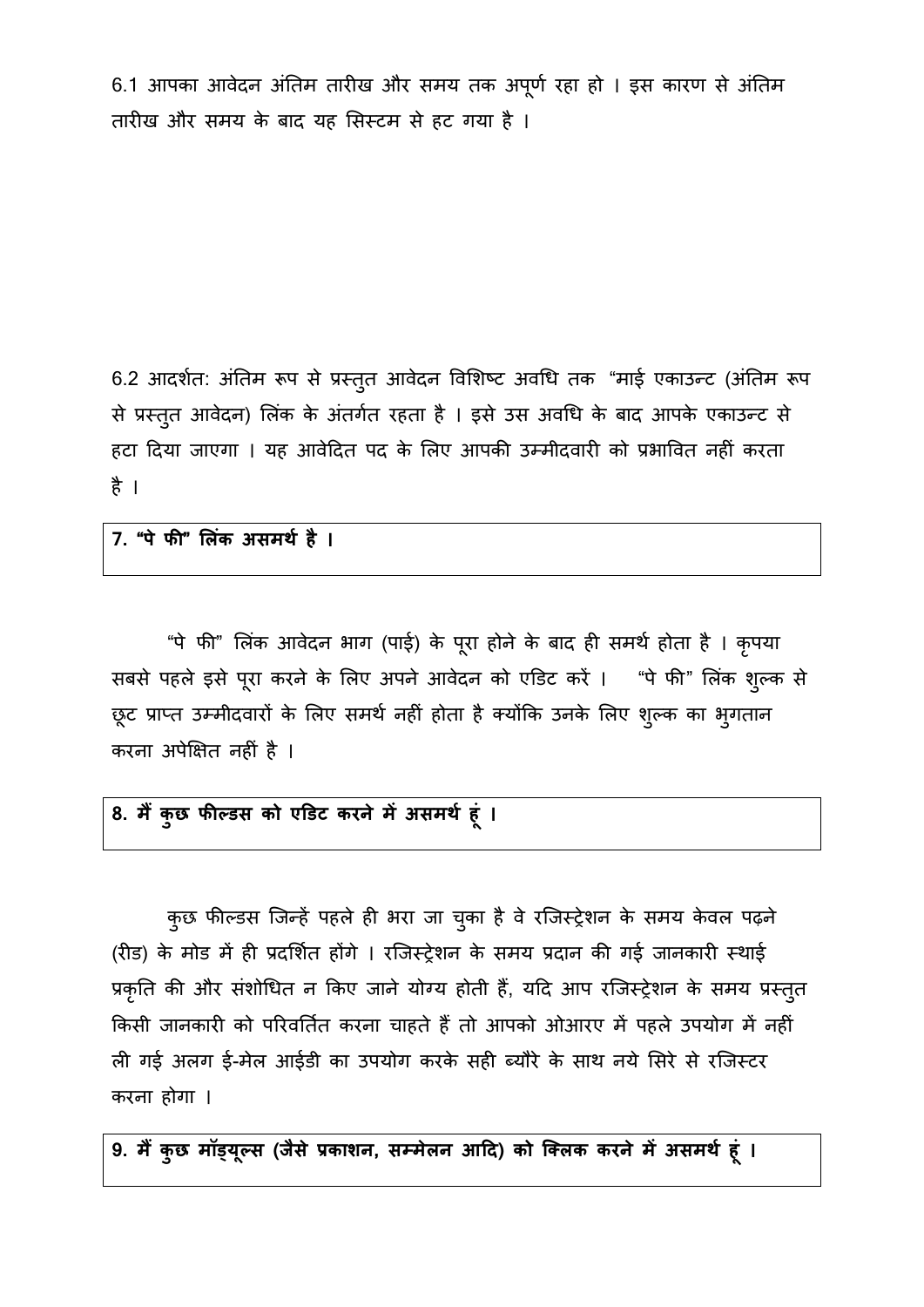6.1 आपका आवेदन अंतिम तारीख और समय तक अपूर्ण रहा हो । इस कारण से अंतिम तारीख और समय के बाद यह सिस्टम से हट गया है ।

6.2 आदर्शत: अंतिम रूप से प्रस्तुत आवेदन विशिष्ट अवधि तक "माई एकाउन्ट (अंतिम रूप से प्रस्तुत आवेदन) लिंक के अंतर्गत रहता है । इसे उस अवधि के बाद आपके एकाउन्ट से हटा दिया जाएगा । यह आवेदित पद के लिए आपकी उम्मीदवारी को प्रभावित नहीं करता है ।

**7. "पे फी" लिंक असमर्थ है ।**

"पे फी" लिंक आवेदन भाग (पाई) के पूरा होने के बाद ही समर्थ होता है । कृपया सबसे पहले इसे पूरा करने के लिए अपने आवेदन को एडिट करें । "पे फी" लिंक शुल्क से छूट प्राप्त उम्मीदवारों के लिए समर्थ नहीं होता है क्योंकि उनके लिए शुल्क का भुगतान करना अपेक्षित नहीं है ।

**8. मैं कुछ फील्डस को एडिट करने में असमर्थ हूं ।**

कुछ फील्डस जिन्हें पहले ही भरा जा चुका है वे रजिस्ट्रेशन के समय केवल पढ़ने (रीड) के मोड में ही प्रदर्शित होंगे । रजिस्ट्रेशन के समय प्रदान की गई जानकारी स्थाई प्रकृति की और संशोधित न किए जाने योग्य होती हैं, यदि आप रजिस्ट्रेशन के समय प्रस्तुत किसी जानकारी को परिवर्तित करना चाहते हैं तो आपको ओआरए में पहले उपयोग में नहीं ली गई अलग ई-मेल आईडी का उपयोग करके सही ब्यौरे के साथ नये सिरे से रजिस्टर करना होगा ।

**9. मैं कुछ मॉड्यूल्स (जैसे प्रकाशन, सम्मेलन आदि) को क्लिक करने में असमर्थ हूं ।**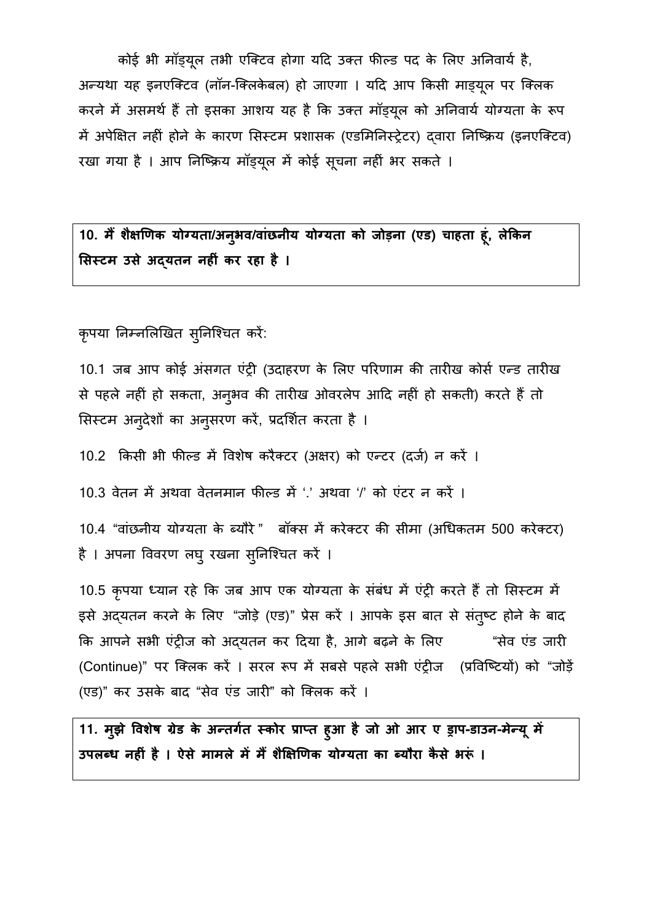कोई भी मॉड्यूल तभी एक्टिव होगा यदि उक्त फील्ड पद के लिए अनिवार्य है, अन्यथा यह इनएक्टिव (नॉन-क्लिकेबल) हो जाएगा । यदि आप किसी माड्यूल पर क्लिक करने में असमर्थ हैं तो इसका आशय यह है कि उक्त मॉड्यूल को अनिवार्य योग्यता के रूप में अपेक्षित नहीं होने के कारण सिस्टम प्रशासक (एडमिनिस्ट्रेटर) द्वारा निष्क्रिय (इनएक्टिव) रखा गया है । आप निष्क्रिय मॉड्यूल में कोई सूचना नहीं भर सकते ।

**10. मैं शैक्षणिक योग्यता/अनुभव/वांछनीय योग्यता को जोड़ना (एड) चाहता हूं, लेकिन सिस्टम उसे अद्यतन नहीं कर रहा है ।**

कृपया निम्नलिखित सुनिश्चित करें:

10.1 जब आप कोई अंसगत एंट्री (उदाहरण के लिए परिणाम की तारीख कोर्स एन्ड तारीख से पहले नहीं हो सकता, अनुभव की तारीख ओवरलेप आदि नहीं हो सकती) करते हैं तो सिस्टम अनुदेशों का अनुसरण करें, प्रदर्शित करता है ।

10.2 किसी भी फील्ड में विशेष करैक्टर (अक्षर) को एन्टर (दर्ज) न करें ।

10.3 वेतन में अथवा वेतनमान फील्ड में '.' अथवा '/' को एंटर न करें ।

10.4 "वांछनीय योग्यता के ब्यौरे" बॉक्स में करेक्टर की सीमा (अधिकतम 500 करेक्टर) है । अपना विवरण लघु रखना सुनिश्चित करें ।

10.5 कृपया ध्यान रहे कि जब आप एक योग्यता के संबंध में एंट्री करते हैं तो सिस्टम में इसे अद्यतन करने के लिए "जोड़े (एड)" प्रेस करें । आपके इस बात से संतुष्ट होने के बाद कि आपने सभी एंट्रीज को अद्यतन कर दिया है, आगे बढ़ने के लिए "सेव एंड जारी (Continue)" पर क्लिक करें । सरल रूप में सबसे पहले सभी एंट्रीज (प्रविष्टियों) को "जोड़ें (एड)" कर उसके बाद "सेव एंड जारी" को क्लिक करें ।

**11. मुझे विशेष ग्रेड के अन्तर्गत स्कोर प्राप्त हुआ है जो ओ आर ए ड्राप-डाउन-मेन्यू में उपलब्ध नहीं है । ऐसे मामले में मैं शैक्षिणिक योग्यता का ब्यौरा कैसे भरूं ।**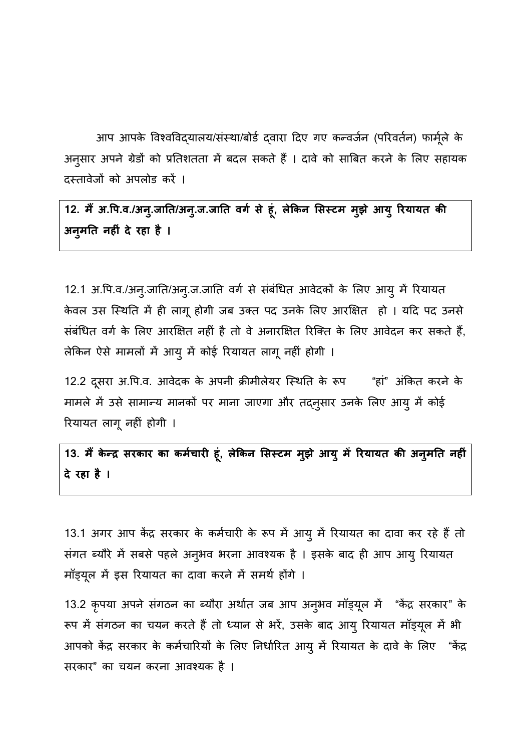आप आपके विश्वविद्यालय/संस्था/बोर्ड द्वारा दिए गए कन्वर्जन (परिवर्तन) फार्मूले के अनुसार अपने ग्रेडों को प्रतिशतता में बदल सकते हैं । दावे को साबित करने के लिए सहायक दस्तावेजों को अपलोड करें ।

**12. मैं अ.पि.व./अनु.जाति/अनु.ज.जाति वर्ग से हूं, लेकिन सिस्टम मुझे आयु रियायत की अनुमति नहीं दे रहा है ।**

12.1 अ.पि.व./अनु.जाति/अनु.ज.जाति वर्ग से संबंधित आवेदकों के लिए आयु में रियायत केवल उस स्थिति में ही लागू होगी जब उक्त पद उनके लिए आरक्षित हो । यदि पद उनसे संबंधित वर्ग के लिए आरक्षित नहीं है तो वे अनारक्षित रिक्ति के लिए आवेदन कर सकते हैं, लेकिन ऐसे मामलों में आयु में कोई रियायत लागू नहीं होगी ।

12.2 दूसरा अ.पि.व. आवेदक के अपनी क्रीमीलेयर स्थिति के रूप "हां" अंकित करने के मामले में उसे सामान्य मानकों पर माना जाएगा और तद्नुसार उनके लिए आयु में कोई रियायत लागू नहीं होगी ।

**13. मैं केन्द्र सरकार का कर्मचारी हूं, लेकिन सिस्टम मुझे आयु में रियायत की अनुमति नहीं दे रहा है ।**

13.1 अगर आप केंद्र सरकार के कर्मचारी के रूप में आयु में रियायत का दावा कर रहे हैं तो संगत ब्यौरे में सबसे पहले अनुभव भरना आवश्यक है । इसके बाद ही आप आयु रियायत मॉड्यूल में इस रियायत का दावा करने में समर्थ होंगे ।

13.2 कृपया अपने संगठन का ब्यौरा अर्थात जब आप अनुभव मॉड्यूल में "केंद्र सरकार" के रूप में संगठन का चयन करते हैं तो ध्यान से भरें, उसके बाद आयु रियायत मॉड्यूल में भी आपको केंद्र सरकार के कर्मचारियों के लिए निर्धारित आयु में रियायत के दावे के लिए "केंद्र सरकार" का चयन करना आवश्यक है ।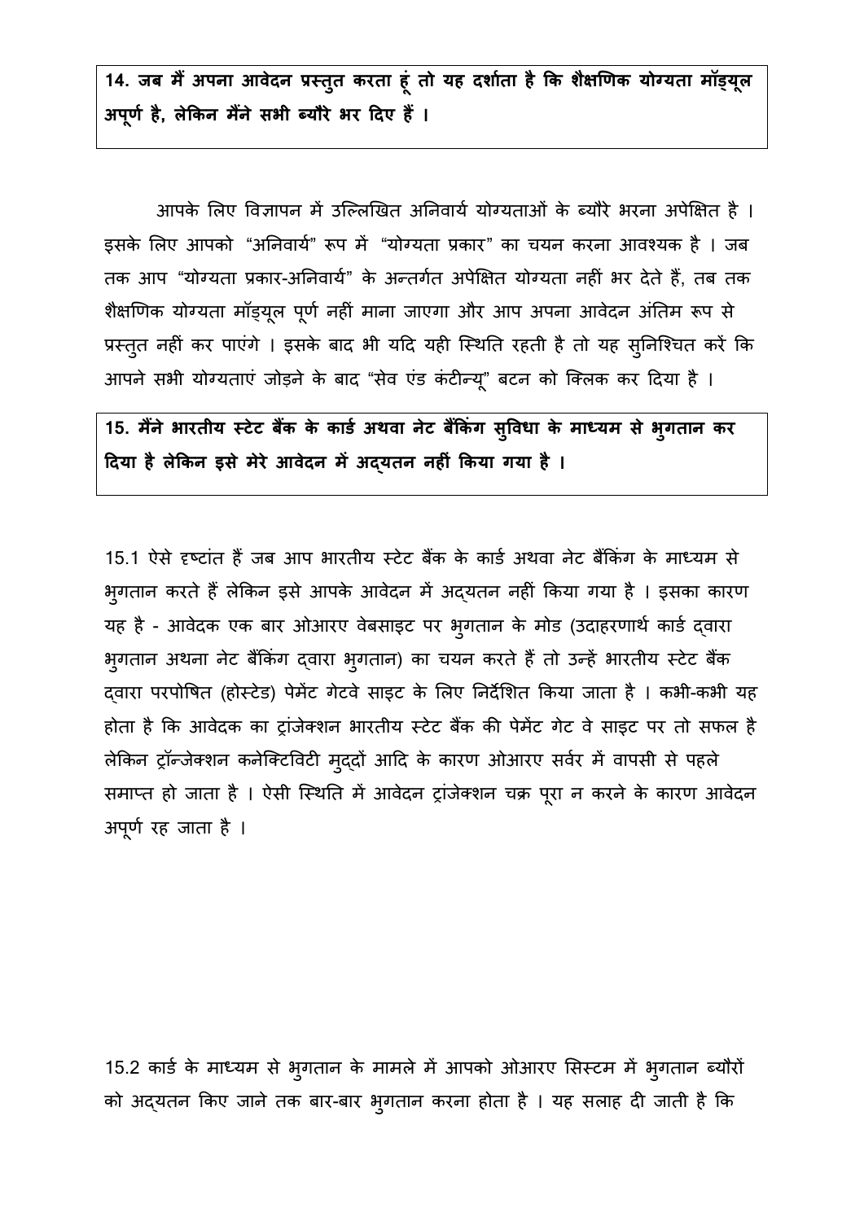**14. जब मैं अपना आवेदन प्रस्तुत करता हूं तो यह दर्शाता है कि शैक्षणिक योग्यता मॉड्यूल अपूर्ण है, लेकिन मैंने सभी ब्यौरे भर दिए हैं ।**

आपके लिए विज्ञापन में उल्लिखित अनिवार्य योग्यताओं के ब्यौरे भरना अपेक्षित है । इसके लिए आपको "अनिवार्य" रूप में "योग्यता प्रकार" का चयन करना आवश्यक है । जब तक आप "योग्यता प्रकार-अनिवार्य" के अन्तर्गत अपेक्षित योग्यता नहीं भर देते हैं, तब तक शैक्षणिक योग्यता मॉड्यूल पूर्ण नहीं माना जाएगा और आप अपना आवेदन अंतिम रूप से प्रस्तुत नहीं कर पाएंगे । इसके बाद भी यदि यही स्थिति रहती है तो यह सुनिश्चित करें कि आपने सभी योग्यताएं जोड़ने के बाद "सेव एंड कंटीन्यू" बटन को क्लिक कर दिया है ।

**15. मैंने भारतीय स्टेट बैंक के कार्ड अथवा नेट बैंकिंग सुविधा के माध्यम से भुगतान कर दिया है लेकिन इसे मेरे आवेदन में अद्यतन नहीं किया गया है ।**

15.1 ऐसे दृष्टांत हैं जब आप भारतीय स्टेट बैंक के कार्ड अथवा नेट बैंकिंग के माध्यम से भुगतान करते हैं लेकिन इसे आपके आवेदन में अद्यतन नहीं किया गया है । इसका कारण यह है - आवेदक एक बार ओआरए वेबसाइट पर भुगतान के मोड (उदाहरणार्थ कार्ड द्वारा भुगतान अथना नेट बैंकिंग द्वारा भुगतान) का चयन करते हैं तो उन्हें भारतीय स्टेट बैंक द्वारा परपोषित (होस्टेड) पेमेंट गेटवे साइट के लिए निर्देशित किया जाता है । कभी-कभी यह होता है कि आवेदक का ट्रांजेक्शन भारतीय स्टेट बैंक की पेमेंट गेट वे साइट पर तो सफल है लेकिन ट्रॉन्जेक्शन कनेक्टिविटी मुद्दों आदि के कारण ओआरए सर्वर में वापसी से पहले समाप्त हो जाता है । ऐसी स्थिति में आवेदन ट्रांजेक्शन चक्र पूरा न करने के कारण आवेदन अपूर्ण रह जाता है ।

15.2 कार्ड के माध्यम से भुगतान के मामले में आपको ओआरए सिस्टम में भुगतान ब्यौरों को अद्यतन किए जाने तक बार-बार भुगतान करना होता है । यह सलाह दी जाती है कि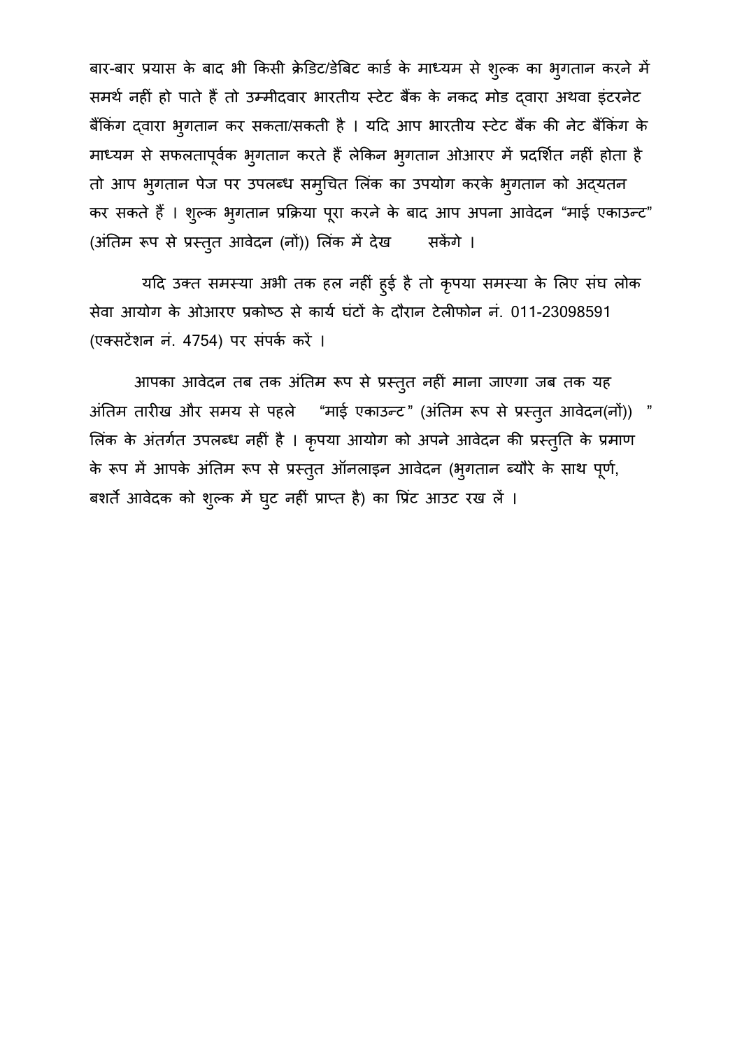बार-बार प्रयास के बाद भी किसी क्रेडिट/डेबिट कार्ड के माध्यम से शुल्क का भुगतान करने में समर्थ नहीं हो पाते हैं तो उम्मीदवार भारतीय स्टेट बैंक के नकद मोड द्वारा अथवा इंटरनेट बैंकिंग द्वारा भुगतान कर सकता/सकती है । यदि आप भारतीय स्टेट बैंक की नेट बैंकिंग के माध्यम से सफलतापूर्वक भुगतान करते हैं लेकिन भुगतान ओआरए में प्रदर्शित नहीं होता है तो आप भुगतान पेज पर उपलब्ध समुचित लिंक का उपयोग करके भुगतान को अद्यतन कर सकते हैं । शुल्क भुगतान प्रक्रिया पूरा करने के बाद आप अपना आवेदन "माई एकाउन्ट" (अंतिम रूप से प्रस्तुत आवेदन (नों)) लिंक में देख सकेंगे ।

यदि उक्त समस्या अभी तक हल नहीं हुई है तो कृपया समस्या के लिए संघ लोक सेवा आयोग के ओआरए प्रकोष्ठ से कार्य घंटों के दौरान टेलीफोन नं. 011-23098591 (एक्सटेंशन नं. 4754) पर संपर्क करें ।

आपका आवेदन तब तक अंतिम रूप से प्रस्तुत नहीं माना जाएगा जब तक यह अंतिम तारीख और समय से पहले "माई एकाउन्ट" (अंतिम रूप से प्रस्तुत आवेदन(नों)) " लिंक के अंतर्गत उपलब्ध नहीं है । कृपया आयोग को अपने आवेदन की प्रस्तुति के प्रमाण के रूप में आपके अंतिम रूप से प्रस्तुत ऑनलाइन आवेदन (भुगतान ब्यौरे के साथ पूर्ण, बशर्ते आवेदक को शुल्क में घुट नहीं प्राप्त है) का प्रिंट आउट रख लें ।